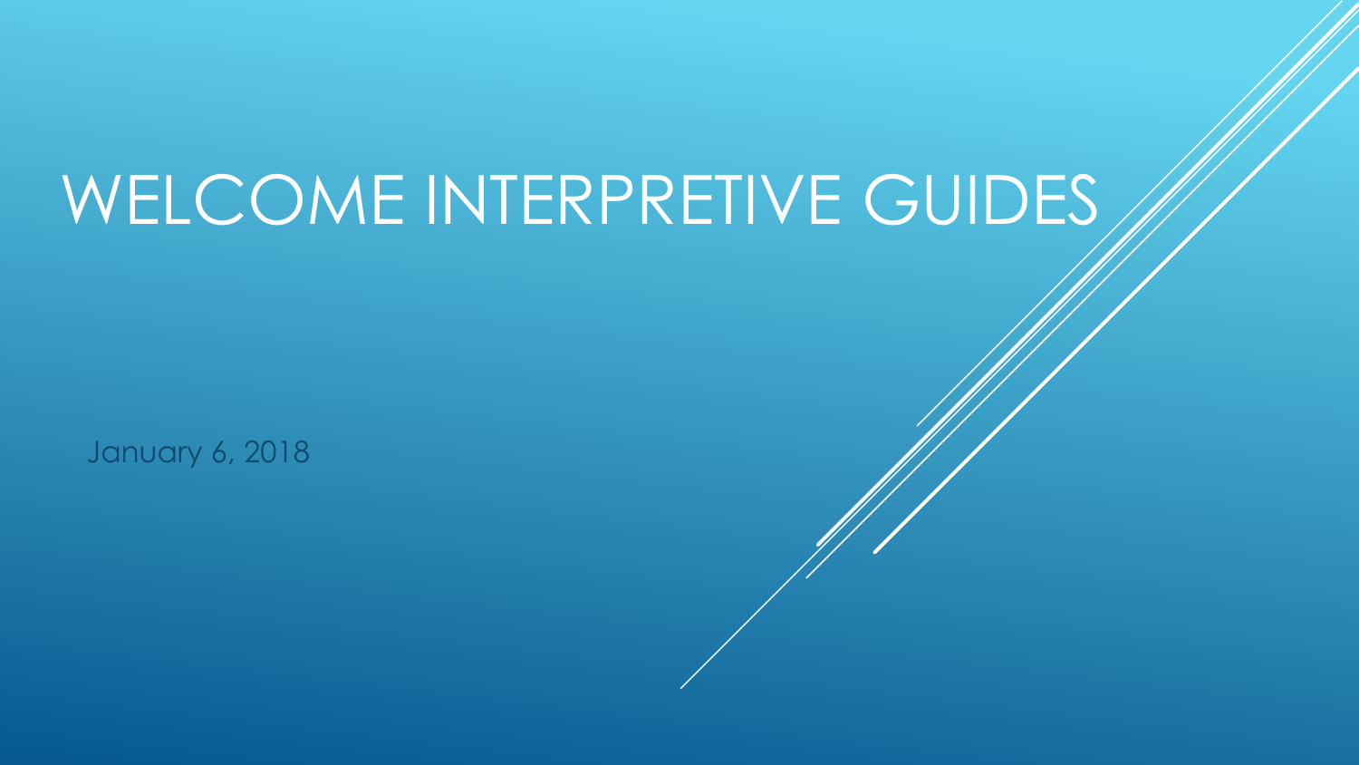# WELCOME INTERPRETIVE GUIDES

January 6, 2018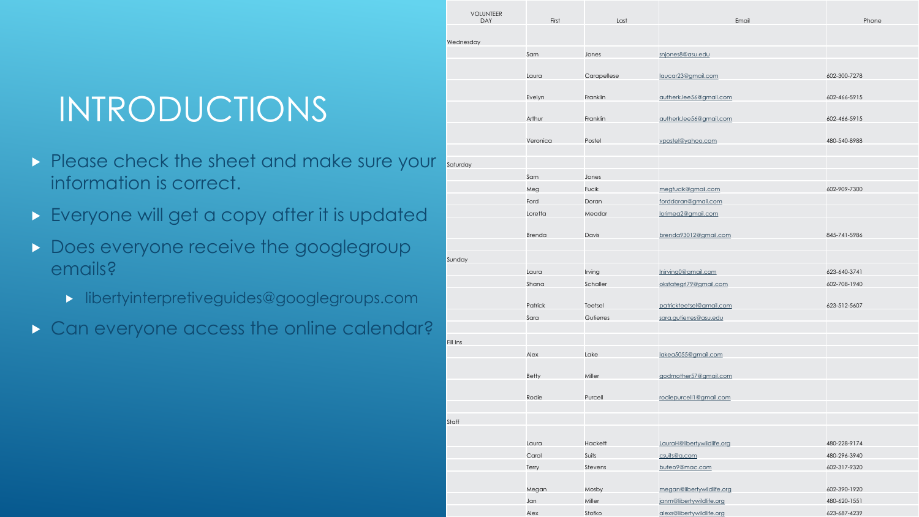# INTRODUCTIONS

- Please check the sheet and make sure your information is correct.
- Everyone will get a copy after it is updated
- Does everyone receive the googlegroup emails?
  - libertyinterpretiveguides@googlegroups.com
- Can everyone access the online calendar?

| VOLUNTEER DAY | First | Last | Email | Phone |
|---|---|---|---|---|
| Wednesday | | | | |
| | Sam | Jones | snjones8@asu.edu | |
| | Laura | Carapellese | laucar23@gmail.com | 602-300-7278 |
| | Evelyn | Franklin | autherk.lee56@gmail.com | 602-466-5915 |
| | Arthur | Franklin | autherk.lee56@gmail.com | 602-466-5915 |
| | Veronica | Postel | vpostel@yahoo.com | 480-540-8988 |
| Saturday | | | | |
| | Sam | Jones | | |
| | Meg | Fucik | megfucik@gmail.com | 602-909-7300 |
| | Ford | Doran | forddoran@gmail.com | |
| | Loretta | Meador | lorimea2@gmail.com | |
| | Brenda | Davis | brenda93012@gmail.com | 845-741-5986 |
| Sunday | | | | |
| | Laura | Irving | lnirving0@gmail.com | 623-640-3741 |
| | Shana | Schaller | okstategrl79@gmail.com | 602-708-1940 |
| | Patrick | Teetsel | patrickteetsel@gmail.com | 623-512-5607 |
| | Sara | Gutierres | sara.gutierres@asu.edu | |
| Fill Ins | | | | |
| | Alex | Lake | lakea5055@gmail.com | |
| | Betty | Miller | godmother57@gmail.com | |
| | Rodie | Purcell | rodiepurcell1@gmail.com | |
| Staff | | | | |
| | Laura | Hackett | LauraH@libertywildlife.org | 480-228-9174 |
| | Carol | Suits | csuits@q.com | 480-296-3940 |
| | Terry | Stevens | buteo9@mac.com | 602-317-9320 |
| | Megan | Mosby | megan@libertywildlife.org | 602-390-1920 |
| | Jan | Miller | janm@libertywildlife.org | 480-620-1551 |
| | Alex | Stofko | alexs@libertywildlife.org | 623-687-4239 |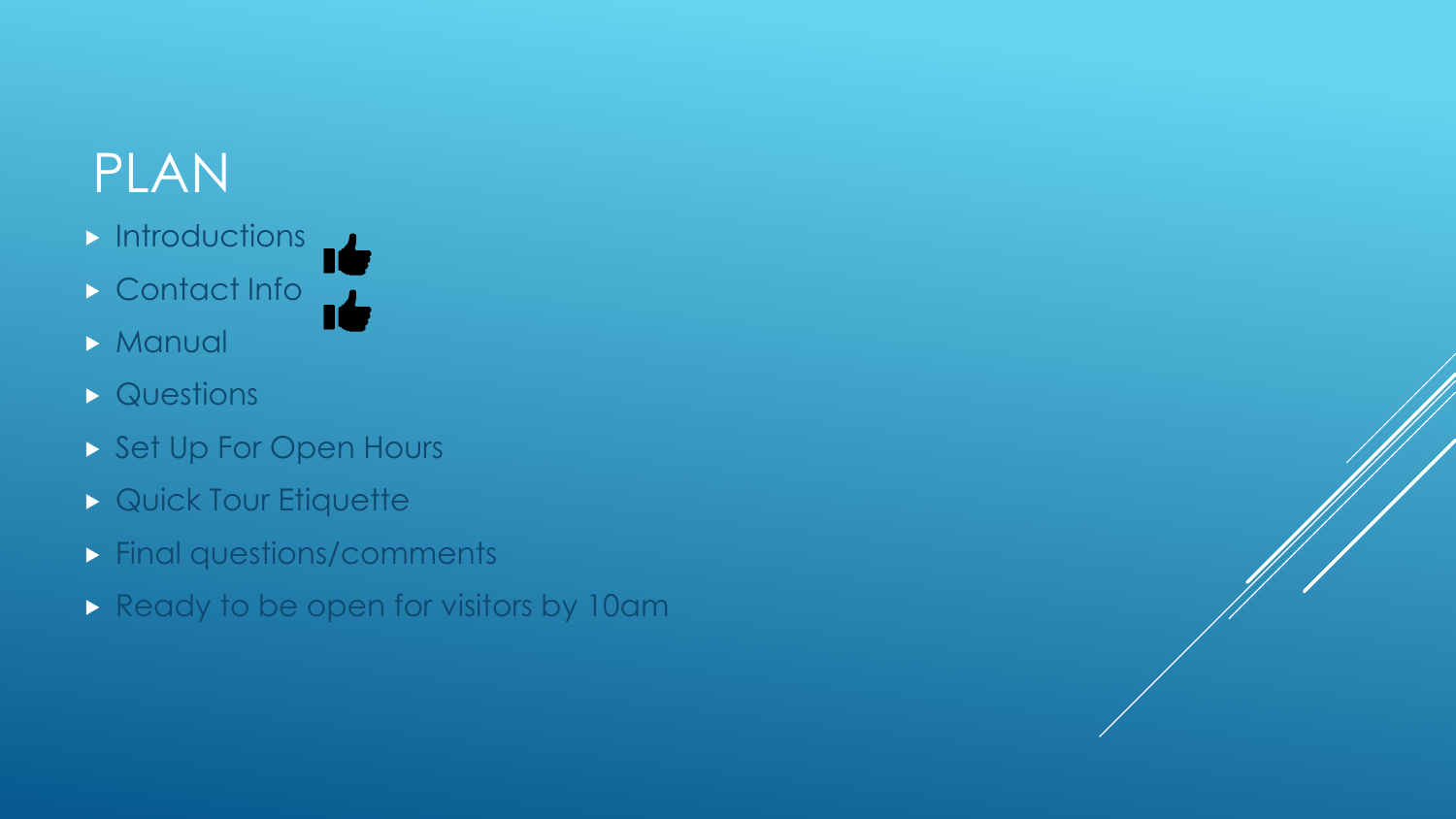# PLAN

- Introductions
- Contact Info
- Manual
- Questions
- Set Up For Open Hours
- Quick Tour Etiquette
- Final questions/comments
- Ready to be open for visitors by 10am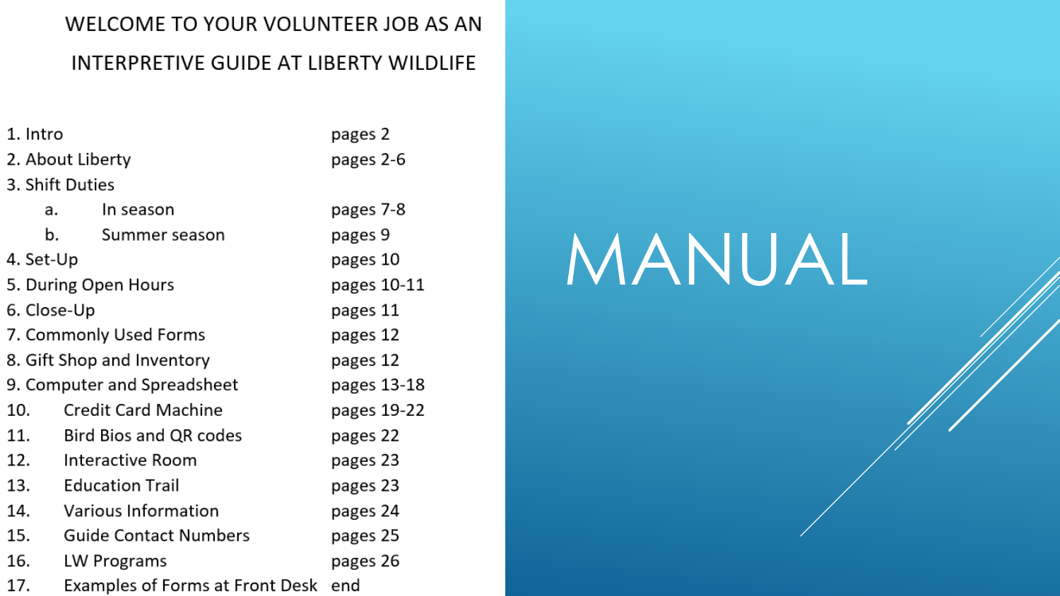# WELCOME TO YOUR VOLUNTEER JOB AS AN INTERPRETIVE GUIDE AT LIBERTY WILDLIFE

# MANUAL

| Section | Pages |
|---|---|
| 1. Intro | pages 2 |
| 2. About Liberty | pages 2-6 |
| 3. Shift Duties | |
| a. In season | pages 7-8 |
| b. Summer season | pages 9 |
| 4. Set-Up | pages 10 |
| 5. During Open Hours | pages 10-11 |
| 6. Close-Up | pages 11 |
| 7. Commonly Used Forms | pages 12 |
| 8. Gift Shop and Inventory | pages 12 |
| 9. Computer and Spreadsheet | pages 13-18 |
| 10. Credit Card Machine | pages 19-22 |
| 11. Bird Bios and QR codes | pages 22 |
| 12. Interactive Room | pages 23 |
| 13. Education Trail | pages 23 |
| 14. Various Information | pages 24 |
| 15. Guide Contact Numbers | pages 25 |
| 16. LW Programs | pages 26 |
| 17. Examples of Forms at Front Desk | end |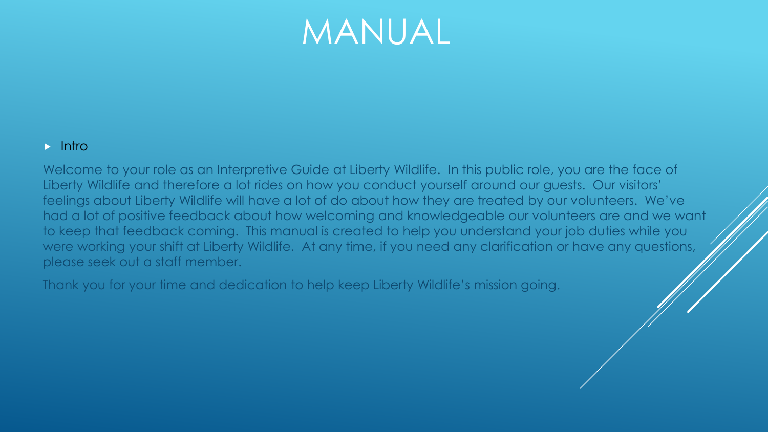# MANUAL

- Intro

Welcome to your role as an Interpretive Guide at Liberty Wildlife. In this public role, you are the face of Liberty Wildlife and therefore a lot rides on how you conduct yourself around our guests. Our visitors' feelings about Liberty Wildlife will have a lot of do about how they are treated by our volunteers. We've had a lot of positive feedback about how welcoming and knowledgeable our volunteers are and we want to keep that feedback coming. This manual is created to help you understand your job duties while you were working your shift at Liberty Wildlife. At any time, if you need any clarification or have any questions, please seek out a staff member.

Thank you for your time and dedication to help keep Liberty Wildlife's mission going.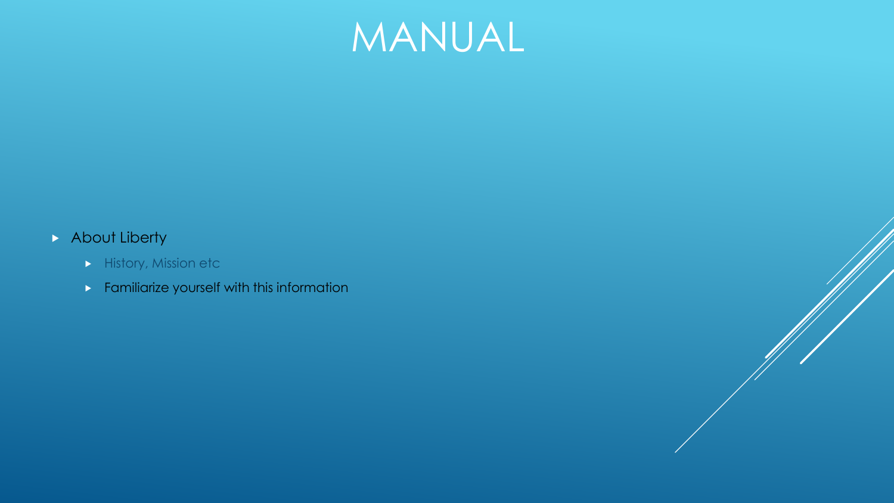# MANUAL

- About Liberty
  - History, Mission etc
  - Familiarize yourself with this information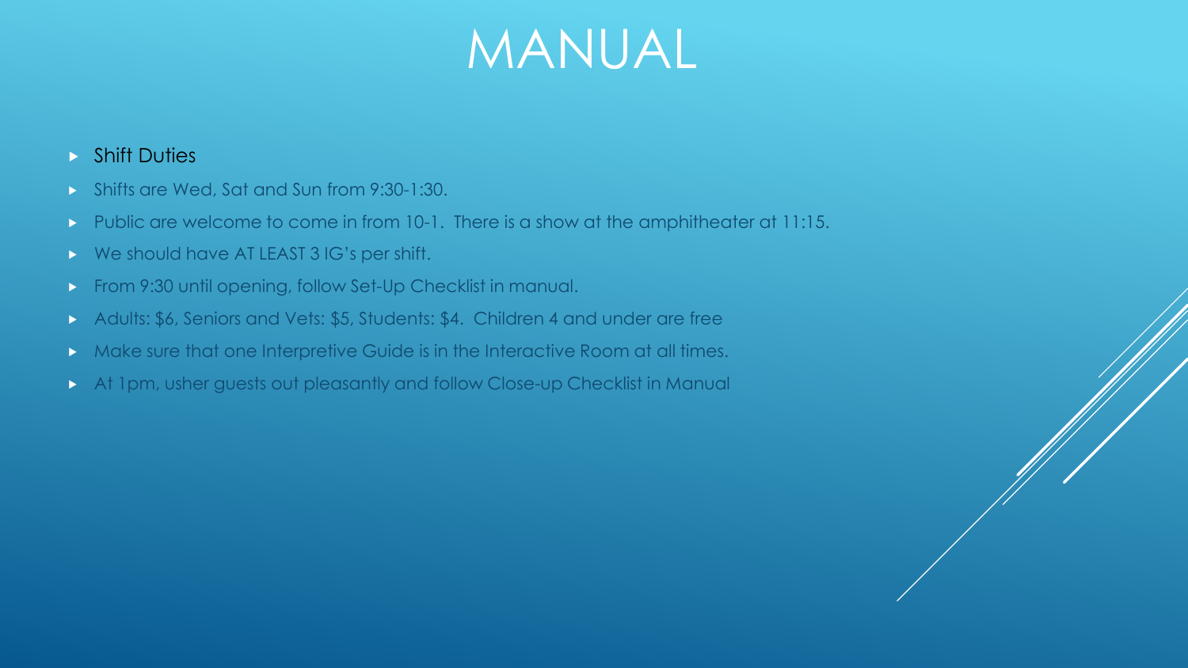# MANUAL

- Shift Duties
- Shifts are Wed, Sat and Sun from 9:30-1:30.
- Public are welcome to come in from 10-1. There is a show at the amphitheater at 11:15.
- We should have AT LEAST 3 IG's per shift.
- From 9:30 until opening, follow Set-Up Checklist in manual.
- Adults: $6, Seniors and Vets: $5, Students: $4. Children 4 and under are free
- Make sure that one Interpretive Guide is in the Interactive Room at all times.
- At 1pm, usher guests out pleasantly and follow Close-up Checklist in Manual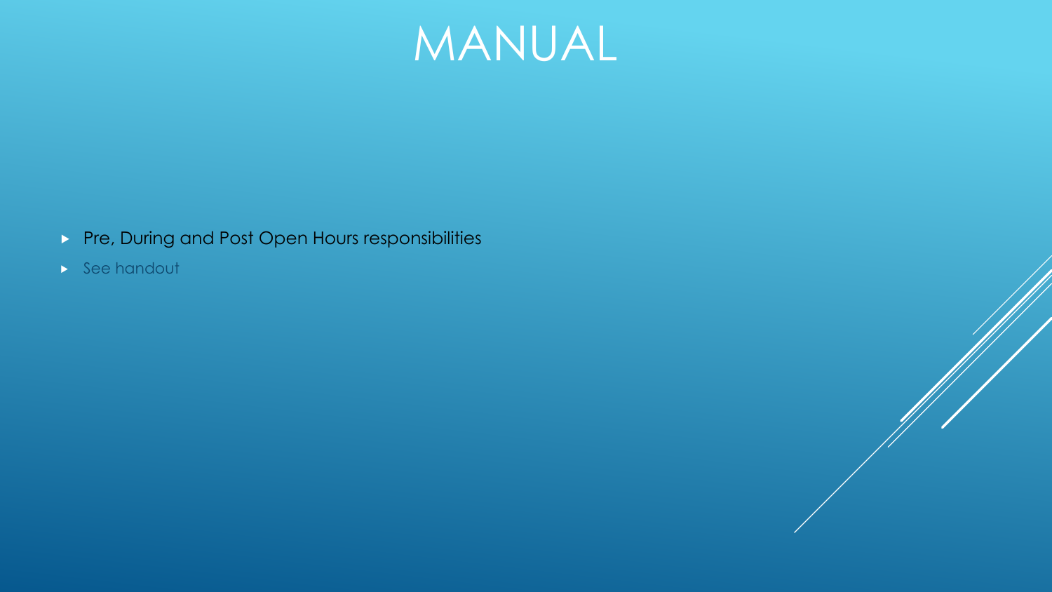# MANUAL

- Pre, During and Post Open Hours responsibilities
- See handout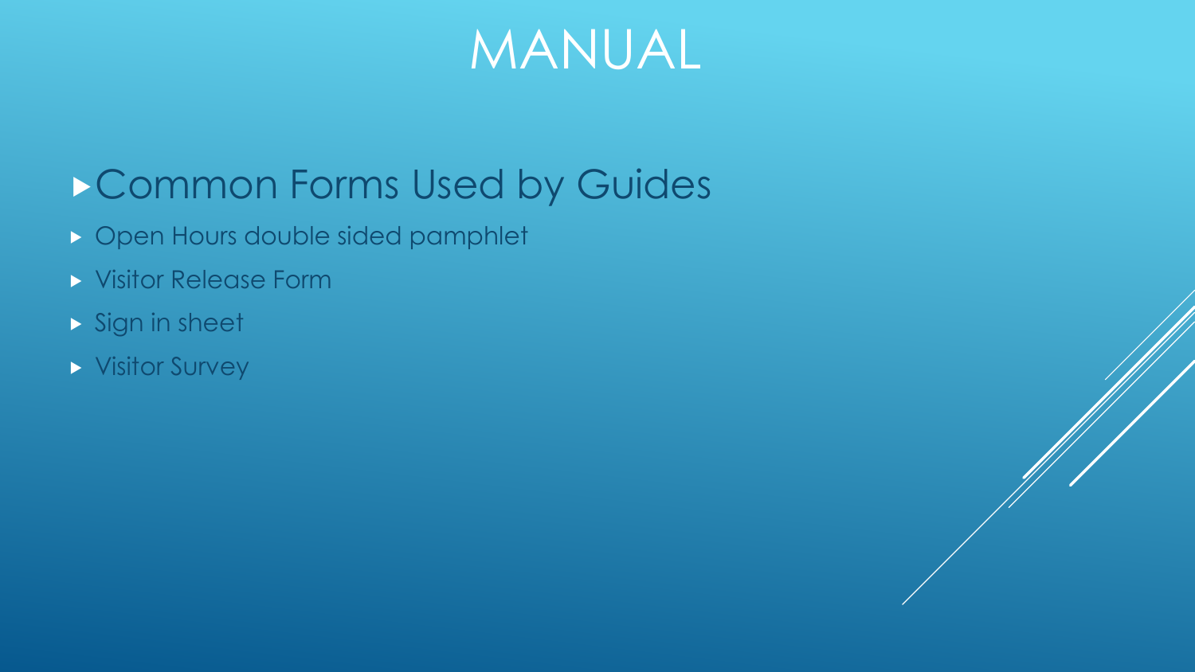# MANUAL

## Common Forms Used by Guides

- Open Hours double sided pamphlet
- Visitor Release Form
- Sign in sheet
- Visitor Survey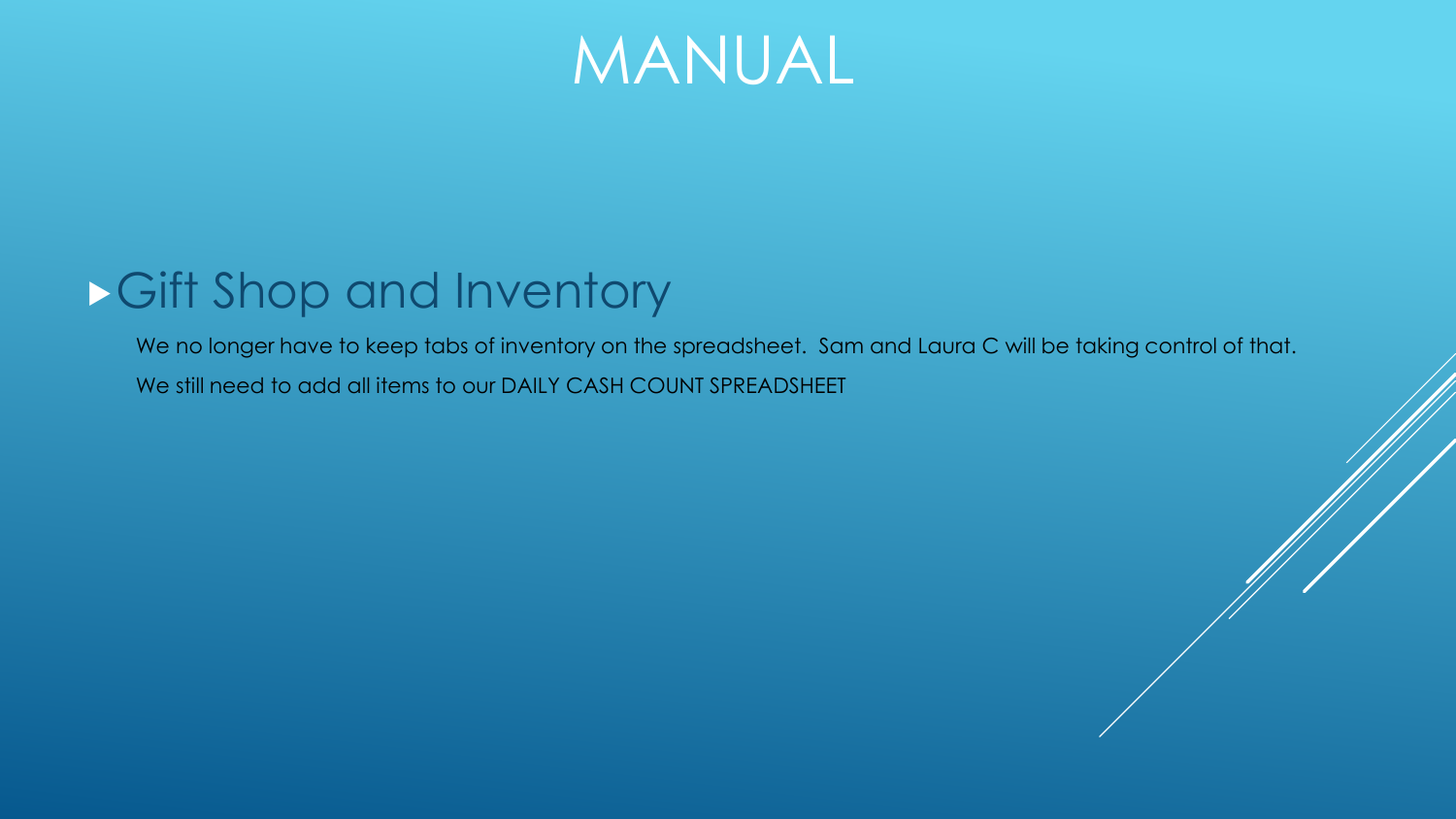# MANUAL

## Gift Shop and Inventory

We no longer have to keep tabs of inventory on the spreadsheet. Sam and Laura C will be taking control of that.

We still need to add all items to our DAILY CASH COUNT SPREADSHEET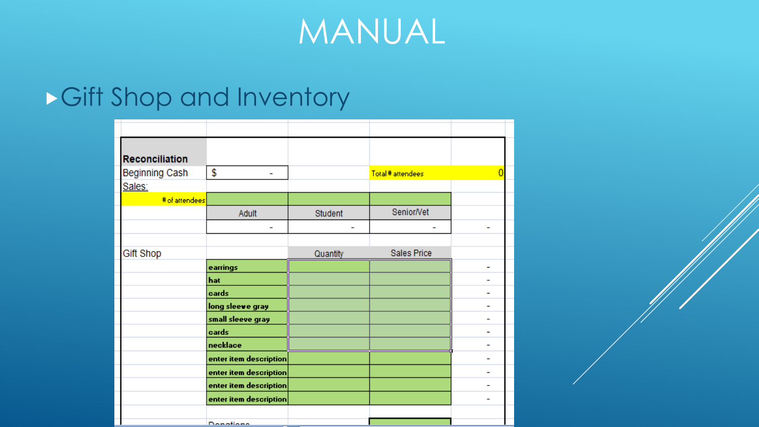# MANUAL

## Gift Shop and Inventory

| Reconciliation | | | | |
|---|---|---|---|---|
| Beginning Cash | $ - | | Total # attendees | 0 |
| Sales: | | | | |
| # of attendees | | | | |
| | Adult | Student | Senior/Vet | |
| | - | - | - | - |
| | | | | |
| Gift Shop | | Quantity | Sales Price | |
| | earrings | | | - |
| | hat | | | - |
| | cards | | | - |
| | long sleeve gray | | | - |
| | small sleeve gray | | | - |
| | cards | | | - |
| | necklace | | | - |
| | enter item description | | | - |
| | enter item description | | | - |
| | enter item description | | | - |
| | enter item description | | | - |
| | | | | |
| | Donations | | | |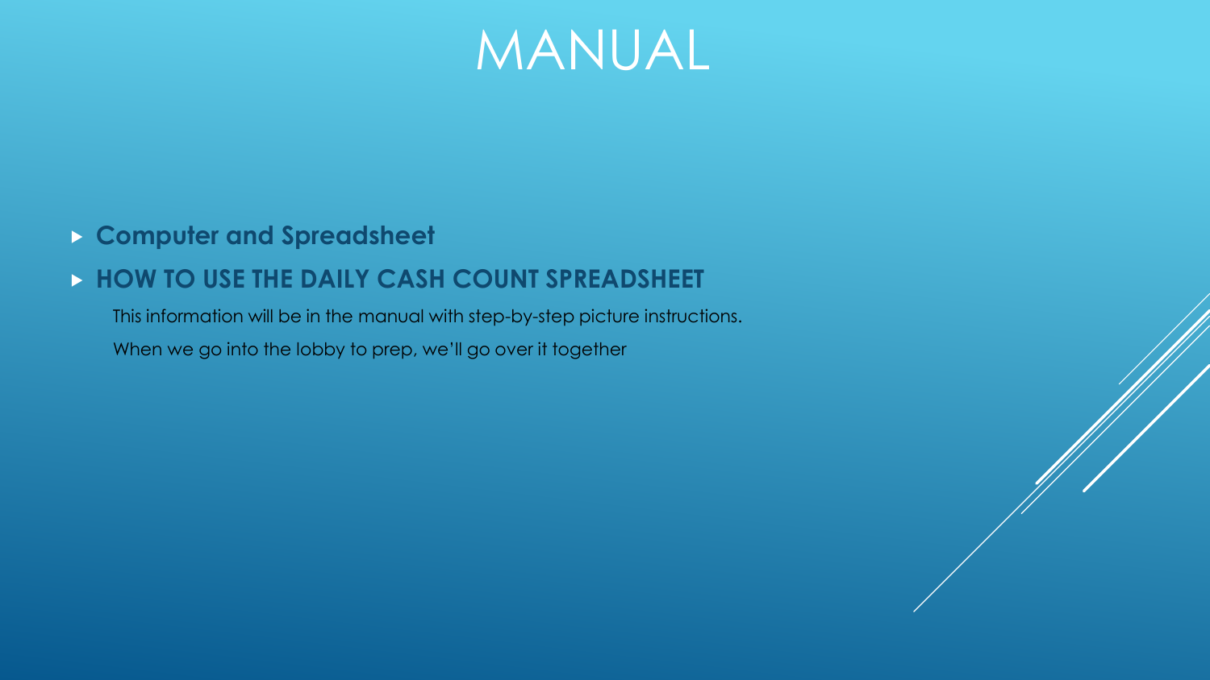# MANUAL

- **Computer and Spreadsheet**
- **HOW TO USE THE DAILY CASH COUNT SPREADSHEET**

  This information will be in the manual with step-by-step picture instructions.

  When we go into the lobby to prep, we'll go over it together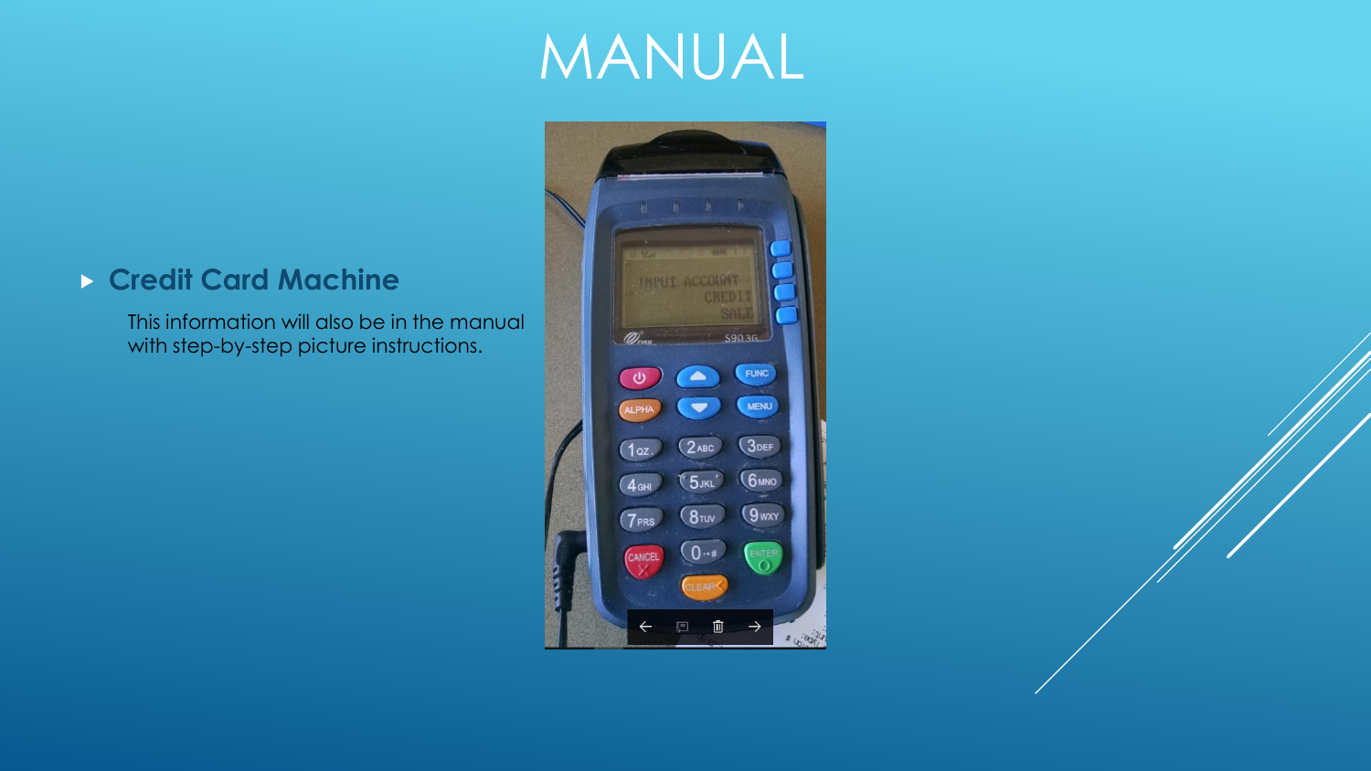# MANUAL

- **Credit Card Machine**

  This information will also be in the manual with step-by-step picture instructions.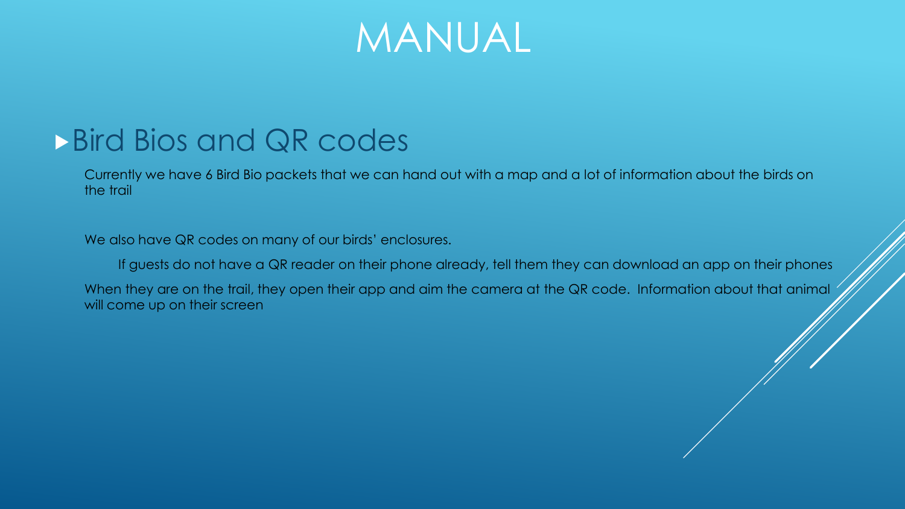# MANUAL

- Bird Bios and QR codes

Currently we have 6 Bird Bio packets that we can hand out with a map and a lot of information about the birds on the trail

We also have QR codes on many of our birds' enclosures.

If guests do not have a QR reader on their phone already, tell them they can download an app on their phones

When they are on the trail, they open their app and aim the camera at the QR code. Information about that animal will come up on their screen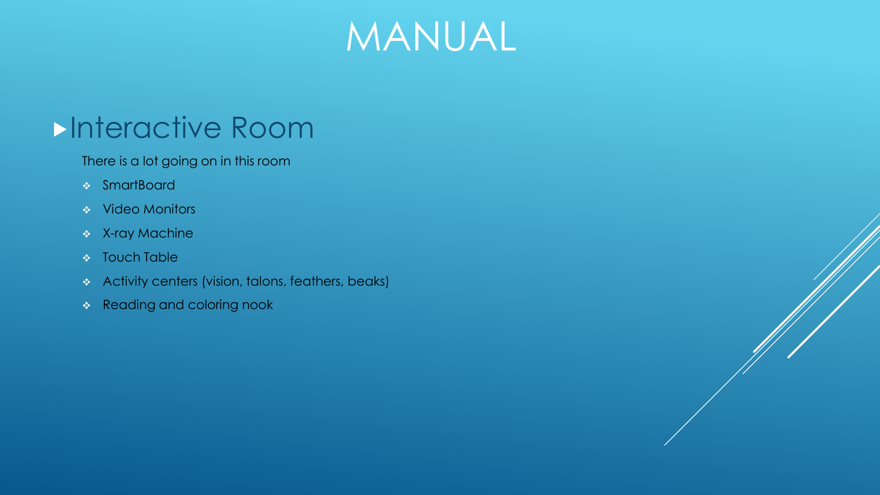# MANUAL

## Interactive Room

There is a lot going on in this room

- SmartBoard
- Video Monitors
- X-ray Machine
- Touch Table
- Activity centers (vision, talons, feathers, beaks)
- Reading and coloring nook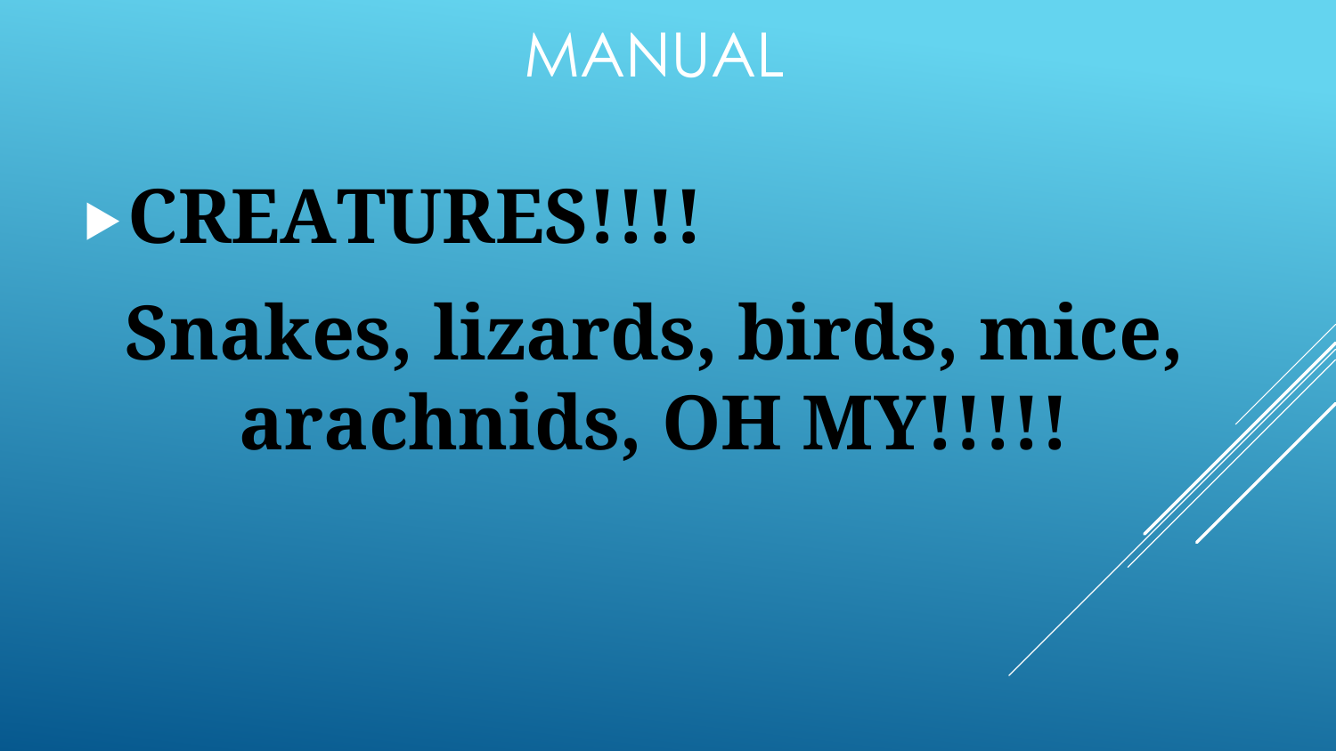# MANUAL

- **CREATURES!!!!**

**Snakes, lizards, birds, mice, arachnids, OH MY!!!!!**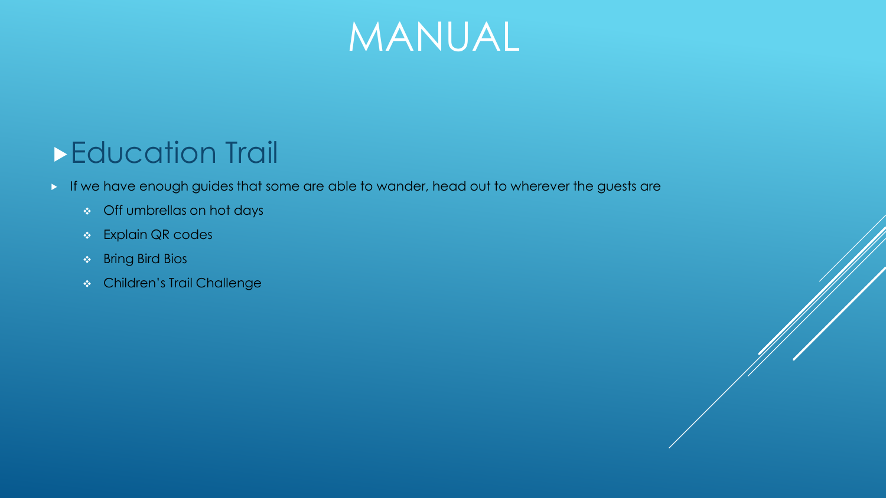# MANUAL

## Education Trail

- If we have enough guides that some are able to wander, head out to wherever the guests are
  - Off umbrellas on hot days
  - Explain QR codes
  - Bring Bird Bios
  - Children's Trail Challenge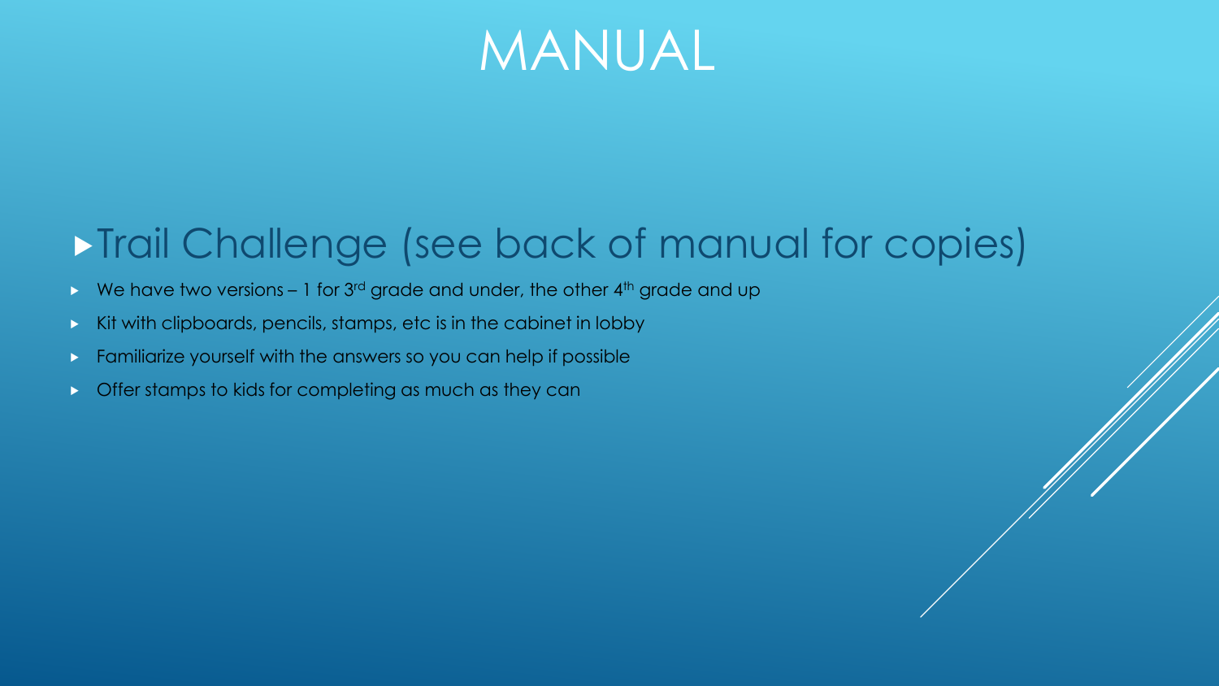# MANUAL

## Trail Challenge (see back of manual for copies)

- We have two versions – 1 for 3rd grade and under, the other 4th grade and up
- Kit with clipboards, pencils, stamps, etc is in the cabinet in lobby
- Familiarize yourself with the answers so you can help if possible
- Offer stamps to kids for completing as much as they can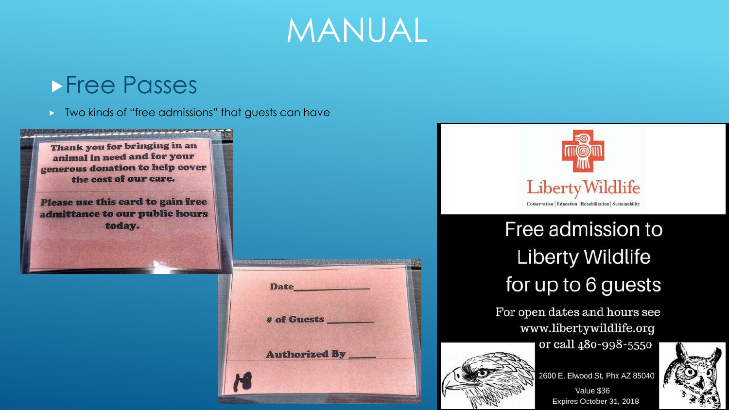# MANUAL

## Free Passes

- Two kinds of "free admissions" that guests can have

Thank you for bringing in an animal in need and for your generous donation to help cover the cost of our care.

Please use this card to gain free admittance to our public hours today.

Date\_\_\_\_\_\_\_\_\_\_\_\_\_\_

\# of Guests \_\_\_\_\_\_\_\_\_\_

Authorized By \_\_\_\_\_\_

18

Liberty Wildlife

Conservation | Education | Rehabilitation | Sustainability

Free admission to Liberty Wildlife for up to 6 guests

For open dates and hours see www.libertywildlife.org or call 480-998-5550

2600 E. Elwood St, Phx AZ 85040

Value $36

Expires October 31, 2018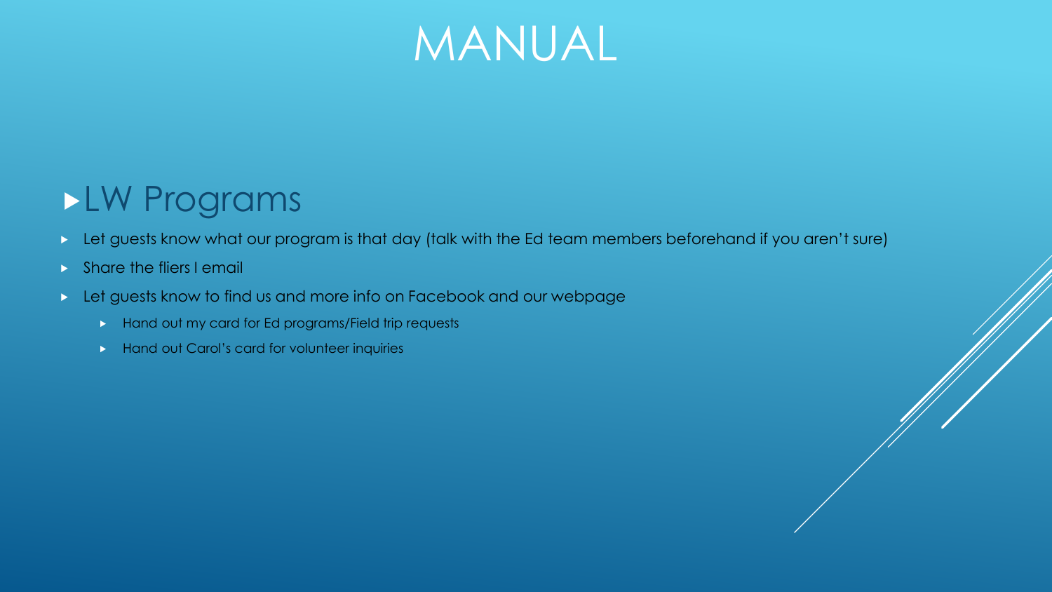# MANUAL

## LW Programs

- Let guests know what our program is that day (talk with the Ed team members beforehand if you aren't sure)
- Share the fliers I email
- Let guests know to find us and more info on Facebook and our webpage
  - Hand out my card for Ed programs/Field trip requests
  - Hand out Carol's card for volunteer inquiries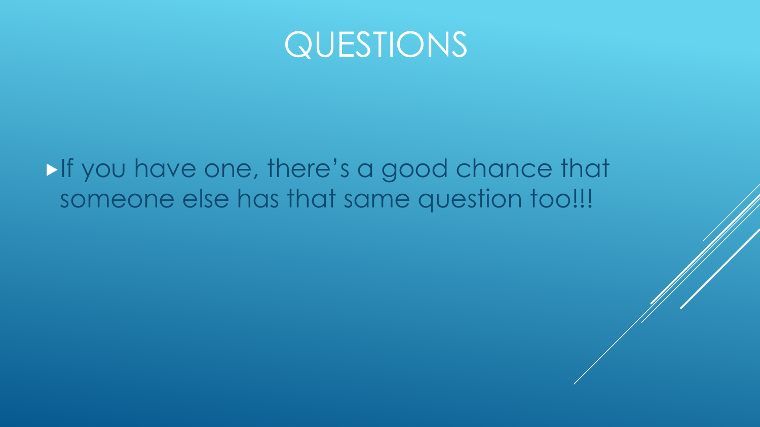# QUESTIONS

- If you have one, there's a good chance that someone else has that same question too!!!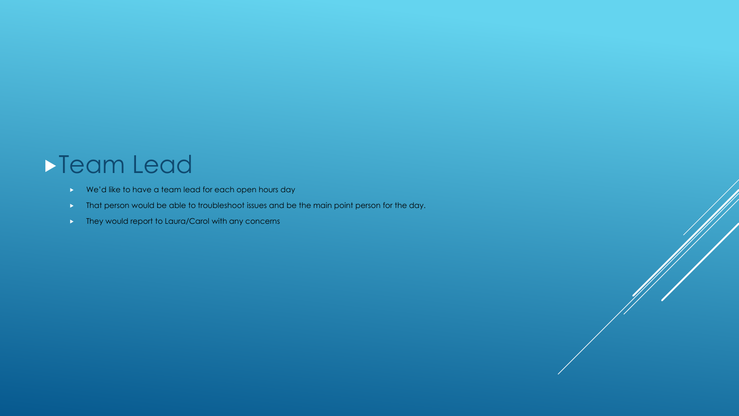# Team Lead

- We'd like to have a team lead for each open hours day
- That person would be able to troubleshoot issues and be the main point person for the day.
- They would report to Laura/Carol with any concerns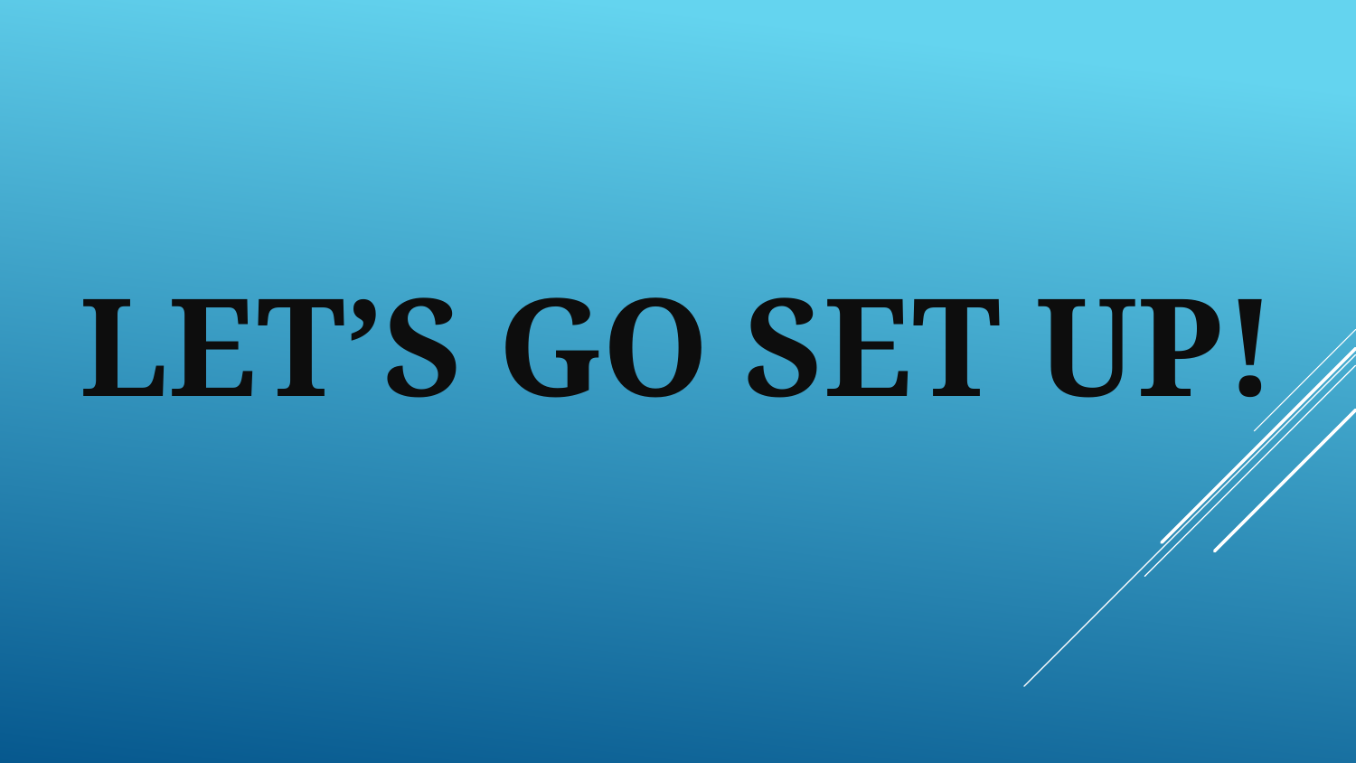# LET'S GO SET UP!